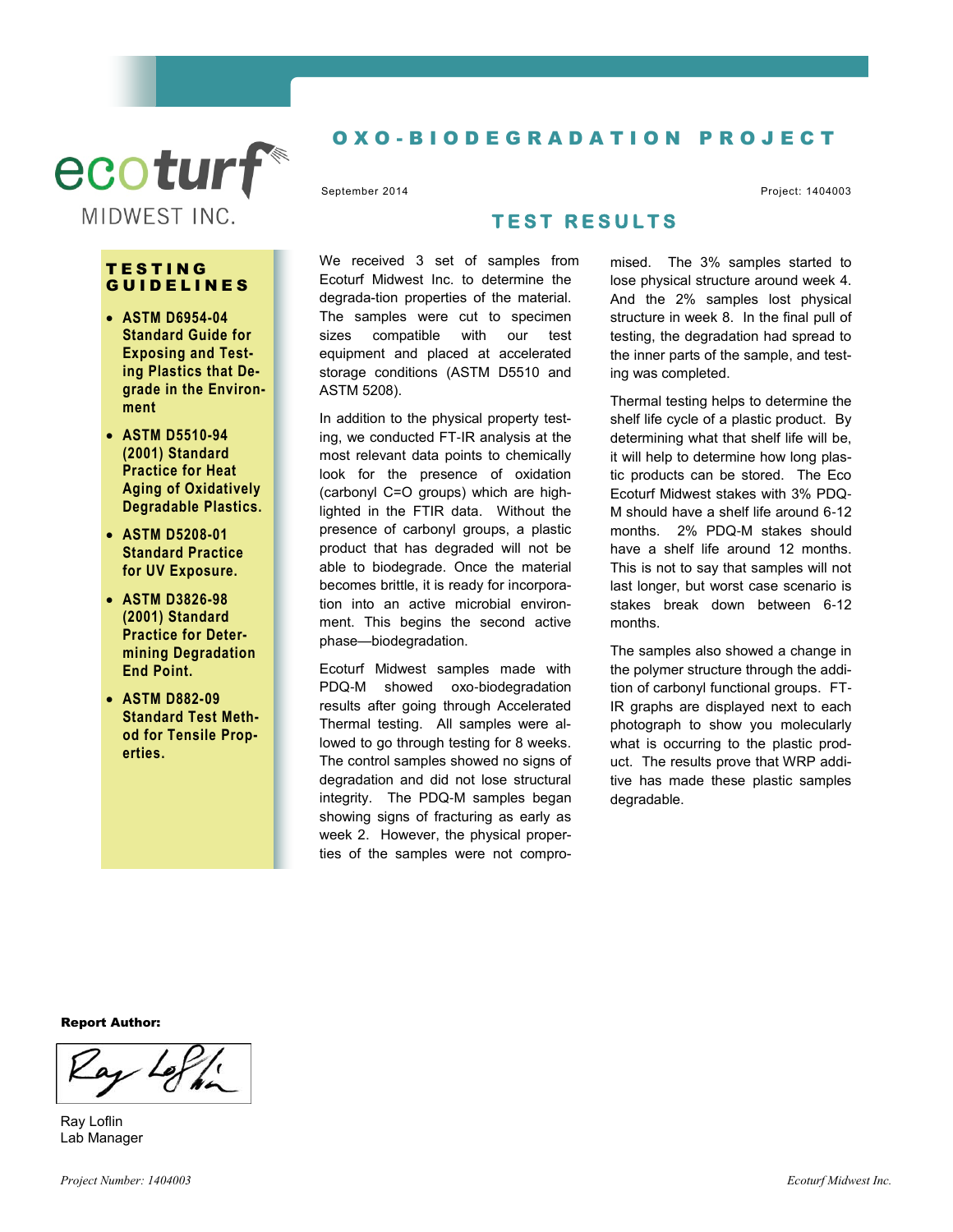ecoturf MIDWEST INC.

# OXO-BIODEGRADATION PROJECT

September 2014

Project: 1404003

## TESTING GUIDELINES

- **ASTM D6954-04 Standard Guide for Exposing and Testing Plastics that Degrade in the Environment**
- **ASTM D5510-94 (2001) Standard Practice for Heat Aging of Oxidatively Degradable Plastics.**
- **ASTM D5208-01 Standard Practice for UV Exposure.**
- **ASTM D3826-98 (2001) Standard Practice for Determining Degradation End Point.**
- **ASTM D882-09 Standard Test Method for Tensile Properties.**

## TEST RESULTS

We received 3 set of samples from Ecoturf Midwest Inc. to determine the degrada-tion properties of the material. The samples were cut to specimen sizes compatible with our test equipment and placed at accelerated storage conditions (ASTM D5510 and ASTM 5208).

In addition to the physical property testing, we conducted FT-IR analysis at the most relevant data points to chemically look for the presence of oxidation (carbonyl C=O groups) which are highlighted in the FTIR data. Without the presence of carbonyl groups, a plastic product that has degraded will not be able to biodegrade. Once the material becomes brittle, it is ready for incorporation into an active microbial environment. This begins the second active phase—biodegradation.

Ecoturf Midwest samples made with PDQ-M showed oxo-biodegradation results after going through Accelerated Thermal testing. All samples were allowed to go through testing for 8 weeks. The control samples showed no signs of degradation and did not lose structural integrity. The PDQ-M samples began showing signs of fracturing as early as week 2. However, the physical properties of the samples were not compromised. The 3% samples started to lose physical structure around week 4. And the 2% samples lost physical structure in week 8. In the final pull of testing, the degradation had spread to the inner parts of the sample, and testing was completed.

Thermal testing helps to determine the shelf life cycle of a plastic product. By determining what that shelf life will be, it will help to determine how long plastic products can be stored. The Eco Ecoturf Midwest stakes with 3% PDQ-M should have a shelf life around 6-12 months. 2% PDQ-M stakes should have a shelf life around 12 months. This is not to say that samples will not last longer, but worst case scenario is stakes break down between 6-12 months.

The samples also showed a change in the polymer structure through the addition of carbonyl functional groups. FT-IR graphs are displayed next to each photograph to show you molecularly what is occurring to the plastic product. The results prove that WRP additive has made these plastic samples degradable.

**Report Author:**

Ray Loflin
Lab Manager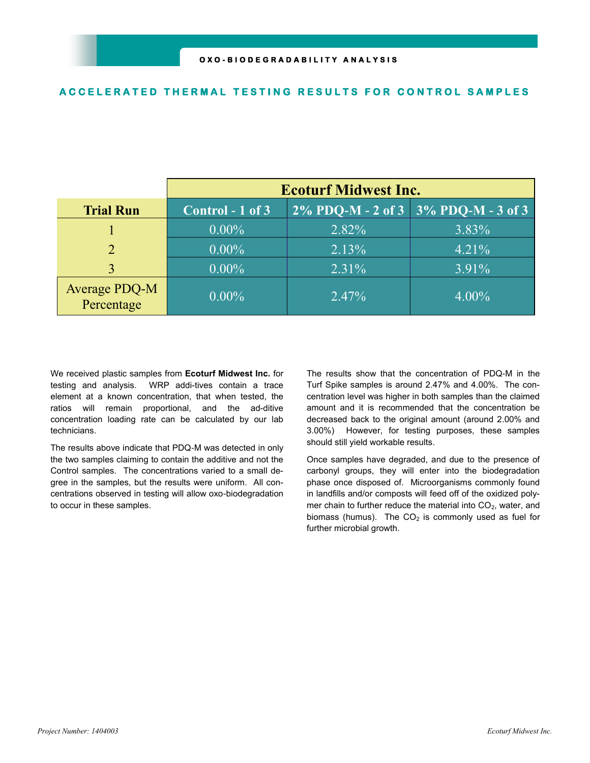## OXO-BIODEGRADABILITY ANALYSIS

### ACCELERATED THERMAL TESTING RESULTS FOR CONTROL SAMPLES

| | Ecoturf Midwest Inc. | | |
|---|---|---|---|
| **Trial Run** | **Control - 1 of 3** | **2% PDQ-M - 2 of 3** | **3% PDQ-M - 3 of 3** |
| 1 | 0.00% | 2.82% | 3.83% |
| 2 | 0.00% | 2.13% | 4.21% |
| 3 | 0.00% | 2.31% | 3.91% |
| Average PDQ-M Percentage | 0.00% | 2.47% | 4.00% |

We received plastic samples from **Ecoturf Midwest Inc.** for testing and analysis. WRP addi-tives contain a trace element at a known concentration, that when tested, the ratios will remain proportional, and the ad-ditive concentration loading rate can be calculated by our lab technicians.

The results above indicate that PDQ-M was detected in only the two samples claiming to contain the additive and not the Control samples. The concentrations varied to a small degree in the samples, but the results were uniform. All concentrations observed in testing will allow oxo-biodegradation to occur in these samples.

The results show that the concentration of PDQ-M in the Turf Spike samples is around 2.47% and 4.00%. The concentration level was higher in both samples than the claimed amount and it is recommended that the concentration be decreased back to the original amount (around 2.00% and 3.00%) However, for testing purposes, these samples should still yield workable results.

Once samples have degraded, and due to the presence of carbonyl groups, they will enter into the biodegradation phase once disposed of. Microorganisms commonly found in landfills and/or composts will feed off of the oxidized polymer chain to further reduce the material into $CO_2$, water, and biomass (humus). The $CO_2$ is commonly used as fuel for further microbial growth.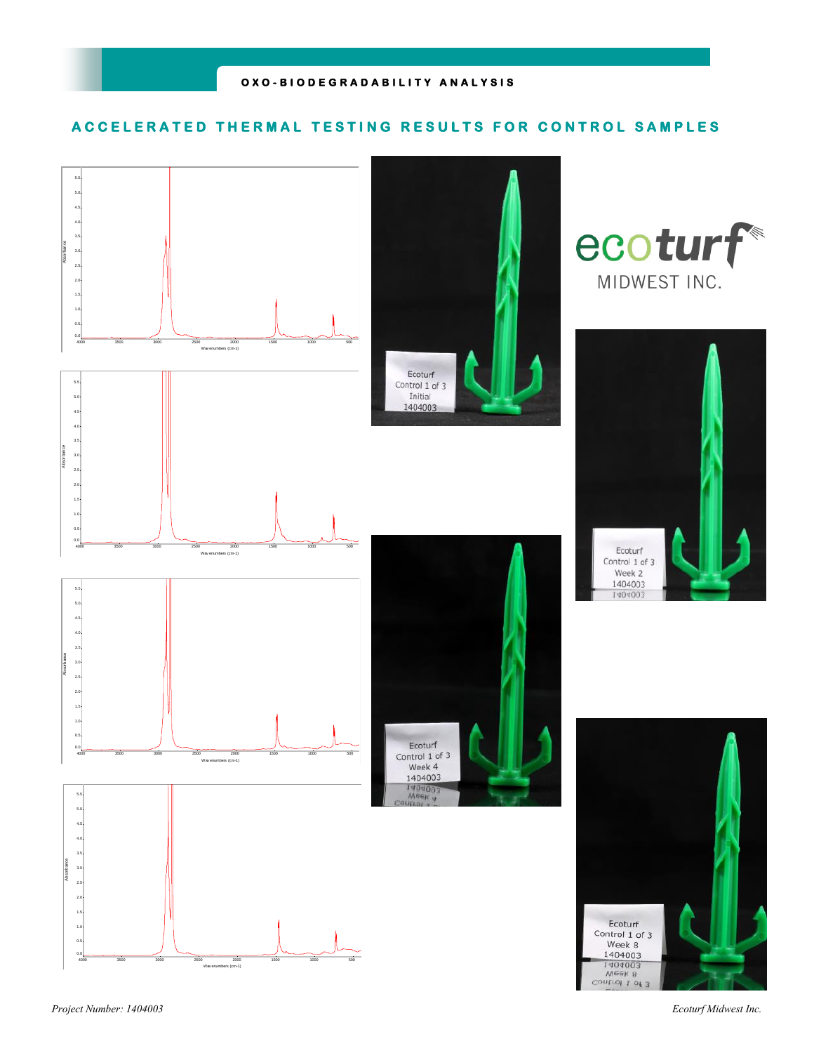## ACCELERATED THERMAL TESTING RESULTS FOR CONTROL SAMPLES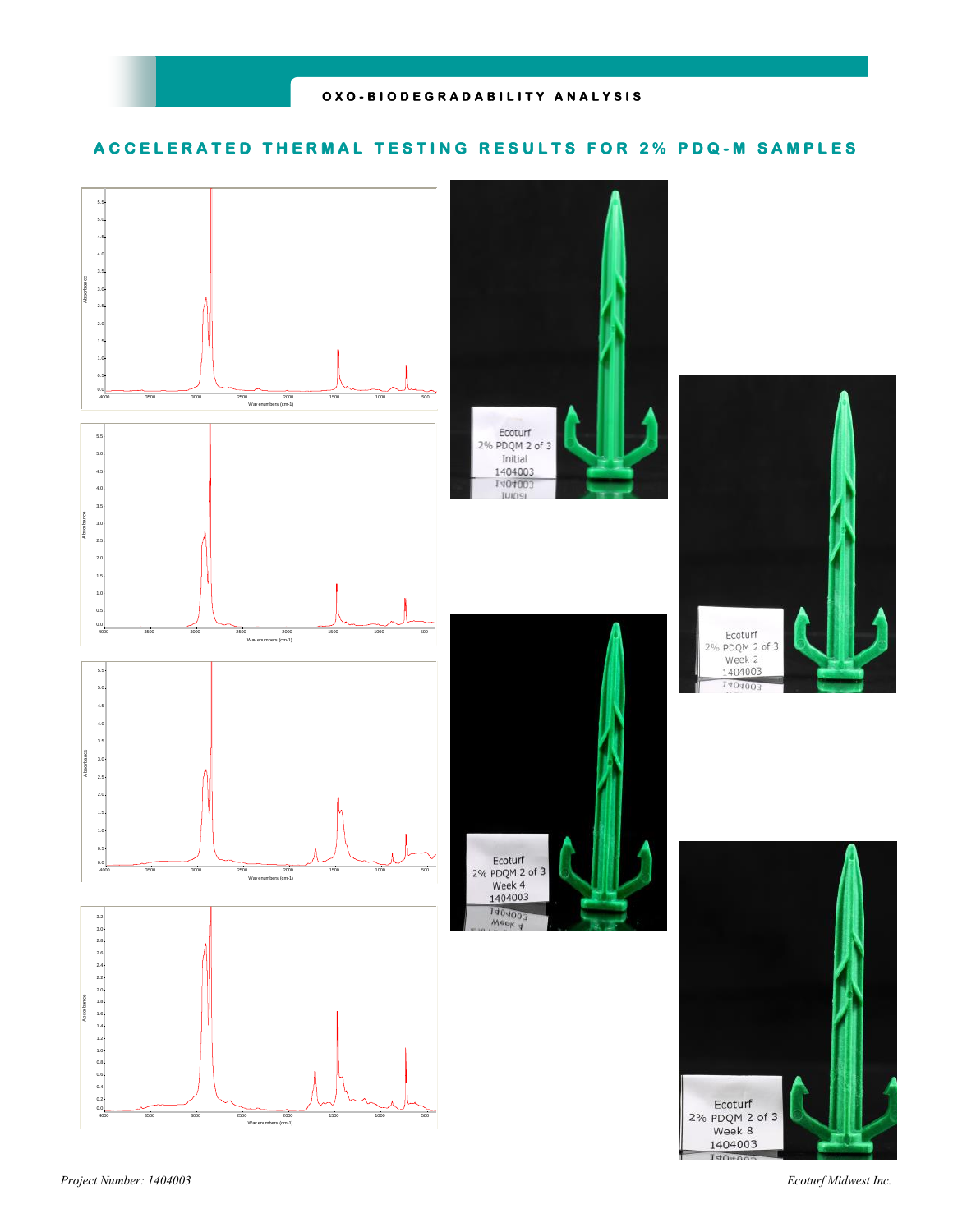## ACCELERATED THERMAL TESTING RESULTS FOR 2% PDQ-M SAMPLES

Absorbance

Wavenumbers (cm-1)

Ecoturf
2% PDQM 2 of 3
Initial
1404003

Ecoturf
2% PDQM 2 of 3
Week 2
1404003

Ecoturf
2% PDQM 2 of 3
Week 4
1404003

Ecoturf
2% PDQM 2 of 3
Week 8
1404003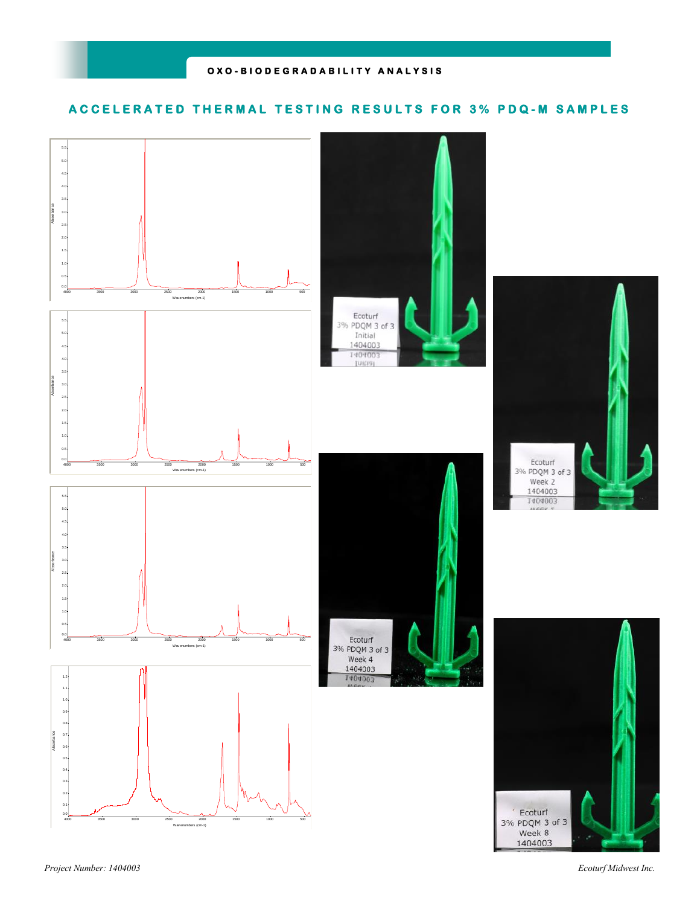## ACCELERATED THERMAL TESTING RESULTS FOR 3% PDQ-M SAMPLES

Ecoturf
3% PDQM 3 of 3
Initial
1404003

Ecoturf
3% PDQM 3 of 3
Week 2
1404003

Ecoturf
3% PDQM 3 of 3
Week 4
1404003

Ecoturf
3% PDQM 3 of 3
Week 8
1404003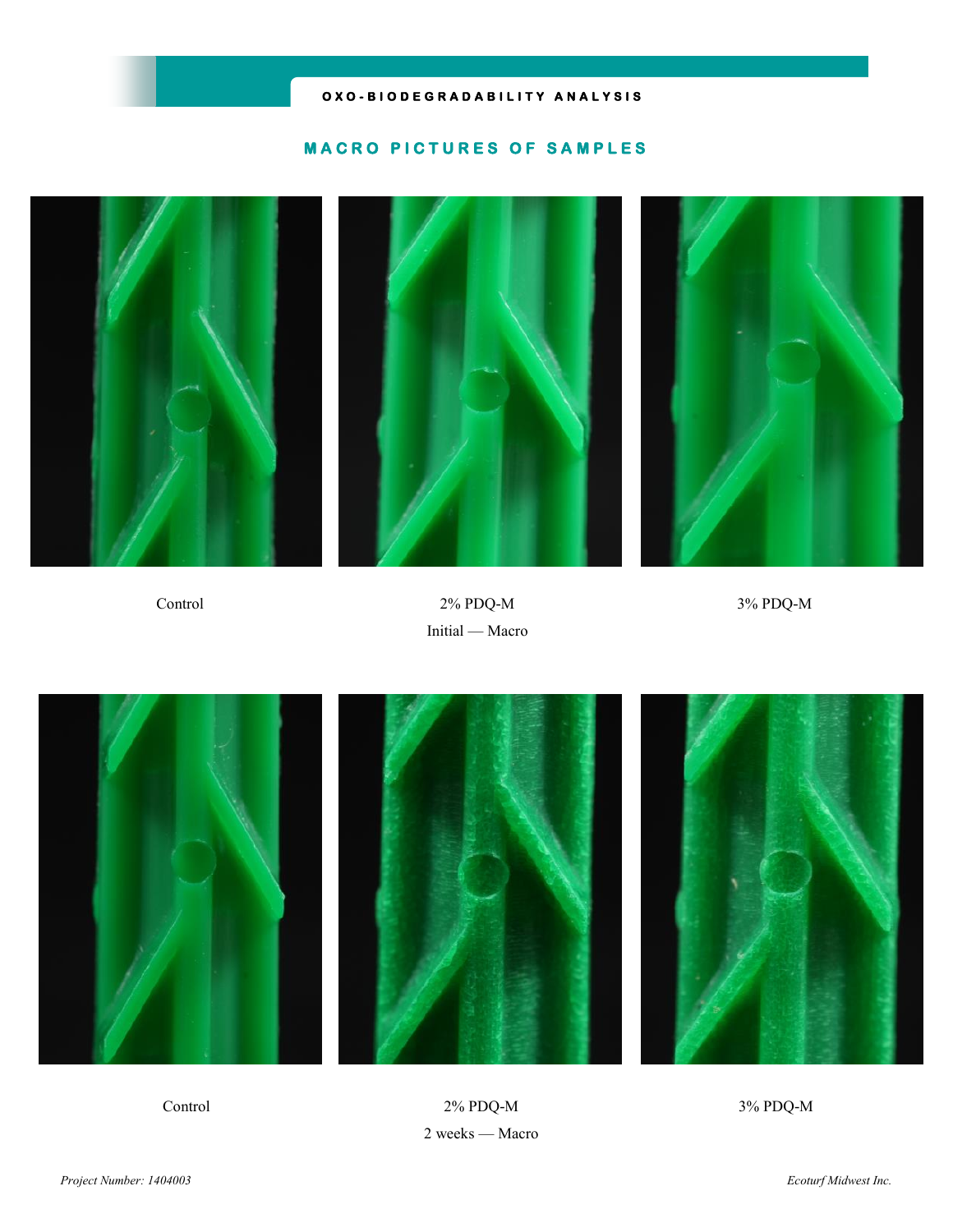## MACRO PICTURES OF SAMPLES

Control

2% PDQ-M

Initial — Macro

3% PDQ-M

Control

2% PDQ-M

2 weeks — Macro

3% PDQ-M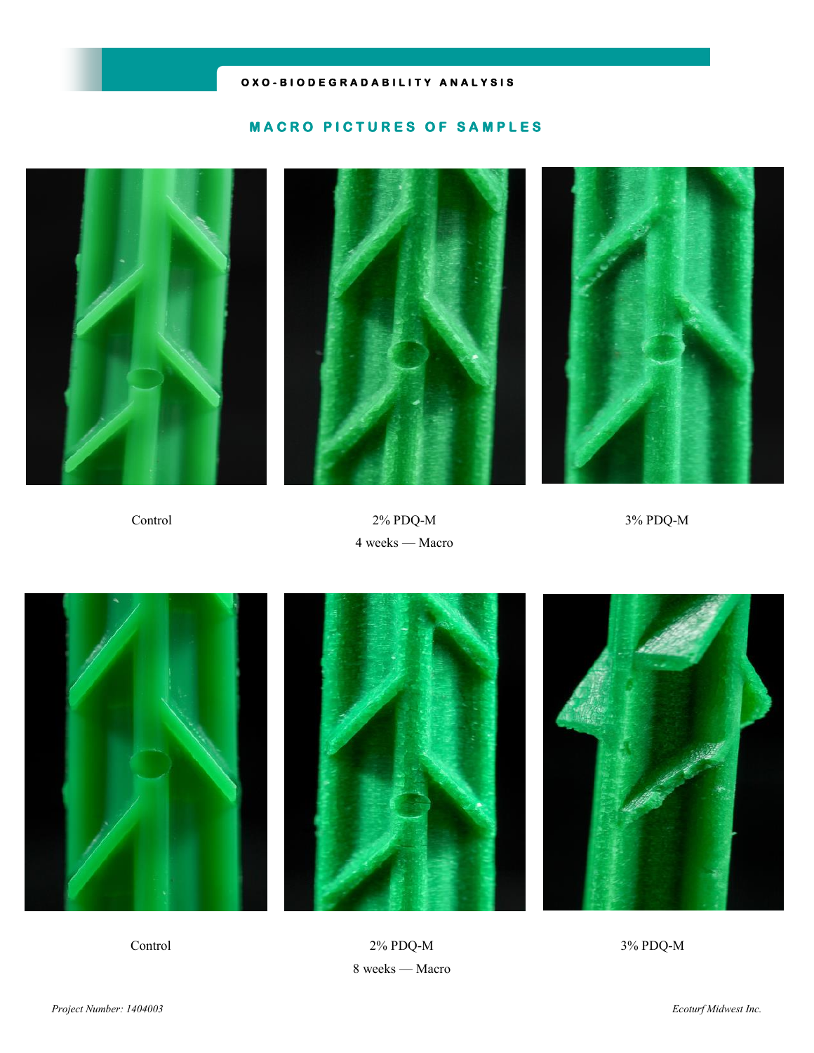OXO-BIODEGRADABILITY ANALYSIS

## MACRO PICTURES OF SAMPLES

Control

2% PDQ-M

3% PDQ-M

4 weeks — Macro

Control

2% PDQ-M

3% PDQ-M

8 weeks — Macro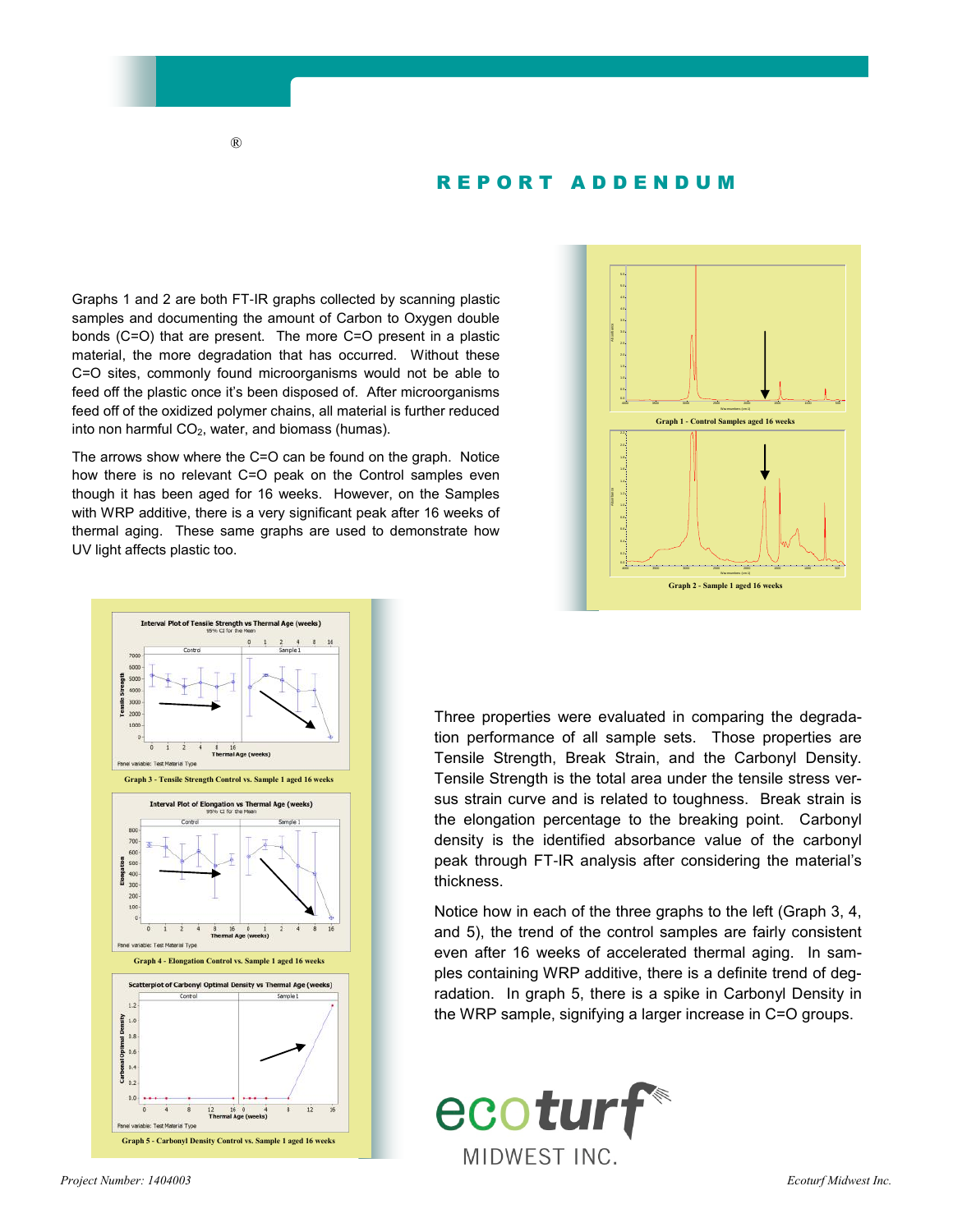®

## REPORT ADDENDUM

Graphs 1 and 2 are both FT-IR graphs collected by scanning plastic samples and documenting the amount of Carbon to Oxygen double bonds (C=O) that are present. The more C=O present in a plastic material, the more degradation that has occurred. Without these C=O sites, commonly found microorganisms would not be able to feed off the plastic once it's been disposed of. After microorganisms feed off of the oxidized polymer chains, all material is further reduced into non harmful $CO_2$, water, and biomass (humas).

The arrows show where the C=O can be found on the graph. Notice how there is no relevant C=O peak on the Control samples even though it has been aged for 16 weeks. However, on the Samples with WRP additive, there is a very significant peak after 16 weeks of thermal aging. These same graphs are used to demonstrate how UV light affects plastic too.

Graph 1 - Control Samples aged 16 weeks

Graph 2 - Sample 1 aged 16 weeks

Interval Plot of Tensile Strength vs Thermal Age (weeks)
95% CI for the Mean
Control
Sample 1
Tensile Strength
0
1000
2000
3000
4000
5000
6000
7000
0 1 2 4 8 16
Thermal Age (weeks)
Panel variable: Test Material Type

Graph 3 - Tensile Strength Control vs. Sample 1 aged 16 weeks

Interval Plot of Elongation vs Thermal Age (weeks)
95% CI for the Mean
Control
Sample 1
Elongation
0
100
200
300
400
500
600
700
800
0 1 2 4 8 16 0 1 2 4 8 16
Thermal Age (weeks)
Panel variable: Test Material Type

Graph 4 - Elongation Control vs. Sample 1 aged 16 weeks

Scatterplot of Carbonyl Optimal Density vs Thermal Age (weeks)
Control
Sample 1
Carbonyl Optimal Density
0.0
0.2
0.4
0.6
0.8
1.0
1.2
0 4 8 12 16 0 4 8 12 16
Thermal Age (weeks)
Panel variable: Test Material Type

Graph 5 - Carbonyl Density Control vs. Sample 1 aged 16 weeks

Three properties were evaluated in comparing the degradation performance of all sample sets. Those properties are Tensile Strength, Break Strain, and the Carbonyl Density. Tensile Strength is the total area under the tensile stress versus strain curve and is related to toughness. Break strain is the elongation percentage to the breaking point. Carbonyl density is the identified absorbance value of the carbonyl peak through FT-IR analysis after considering the material's thickness.

Notice how in each of the three graphs to the left (Graph 3, 4, and 5), the trend of the control samples are fairly consistent even after 16 weeks of accelerated thermal aging. In samples containing WRP additive, there is a definite trend of degradation. In graph 5, there is a spike in Carbonyl Density in the WRP sample, signifying a larger increase in C=O groups.

ecoturf
MIDWEST INC.

*Project Number: 1404003*

*Ecoturf Midwest Inc.*